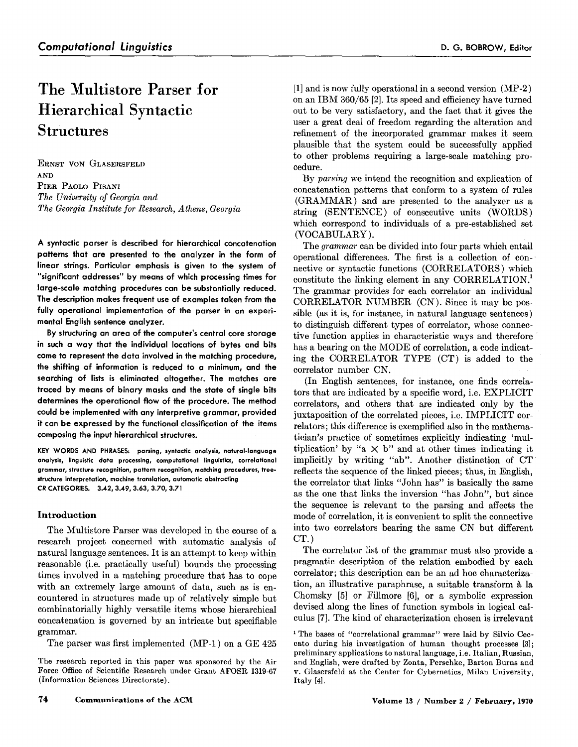# The Multistore Parser for Hierarchical Syntactic Structures

ERNST VON GLASERSFELD
AND
PIER PAOLO PISANI
*The University of Georgia and*
*The Georgia Institute for Research, Athens, Georgia*

**A syntactic parser is described for hierarchical concatenation patterns that are presented to the analyzer in the form of linear strings. Particular emphasis is given to the system of "significant addresses" by means of which processing times for large-scale matching procedures can be substantially reduced. The description makes frequent use of examples taken from the fully operational implementation of the parser in an experimental English sentence analyzer.**

**By structuring an area of the computer's central core storage in such a way that the individual locations of bytes and bits come to represent the data involved in the matching procedure, the shifting of information is reduced to a minimum, and the searching of lists is eliminated altogether. The matches are traced by means of binary masks and the state of single bits determines the operational flow of the procedure. The method could be implemented with any interpretive grammar, provided it can be expressed by the functional classification of the items composing the input hierarchical structures.**

KEY WORDS AND PHRASES: parsing, syntactic analysis, natural-language analysis, linguistic data processing, computational linguistics, correlational grammar, structure recognition, pattern recognition, matching procedures, tree-structure interpretation, machine translation, automatic abstracting
CR CATEGORIES: 3.42, 3.49, 3.63, 3.70, 3.71

## Introduction

The Multistore Parser was developed in the course of a research project concerned with automatic analysis of natural language sentences. It is an attempt to keep within reasonable (i.e. practically useful) bounds the processing times involved in a matching procedure that has to cope with an extremely large amount of data, such as is encountered in structures made up of relatively simple but combinatorially highly versatile items whose hierarchical concatenation is governed by an intricate but specifiable grammar.

The parser was first implemented (MP-1) on a GE 425 [1] and is now fully operational in a second version (MP-2) on an IBM 360/65 [2]. Its speed and efficiency have turned out to be very satisfactory, and the fact that it gives the user a great deal of freedom regarding the alteration and refinement of the incorporated grammar makes it seem plausible that the system could be successfully applied to other problems requiring a large-scale matching procedure.

By *parsing* we intend the recognition and explication of concatenation patterns that conform to a system of rules (GRAMMAR) and are presented to the analyzer as a string (SENTENCE) of consecutive units (WORDS) which correspond to individuals of a pre-established set (VOCABULARY).

The *grammar* can be divided into four parts which entail operational differences. The first is a collection of connective or syntactic functions (CORRELATORS) which constitute the linking element in any CORRELATION.[1] The grammar provides for each correlator an individual CORRELATOR NUMBER (CN). Since it may be possible (as it is, for instance, in natural language sentences) to distinguish different types of correlator, whose connective function applies in characteristic ways and therefore has a bearing on the MODE of correlation, a code indicating the CORRELATOR TYPE (CT) is added to the correlator number CN.

(In English sentences, for instance, one finds correlators that are indicated by a specific word, i.e. EXPLICIT correlators, and others that are indicated only by the juxtaposition of the correlated pieces, i.e. IMPLICIT correlators; this difference is exemplified also in the mathematician's practice of sometimes explicitly indicating 'multiplication' by "a × b" and at other times indicating it implicitly by writing "ab". Another distinction of CT reflects the sequence of the linked pieces; thus, in English, the correlator that links "John has" is basically the same as the one that links the inversion "has John", but since the sequence is relevant to the parsing and affects the mode of correlation, it is convenient to split the connective into two correlators bearing the same CN but different CT.)

The correlator list of the grammar must also provide a pragmatic description of the relation embodied by each correlator; this description can be an ad hoc characterization, an illustrative paraphrase, a suitable transform à la Chomsky [5] or Fillmore [6], or a symbolic expression devised along the lines of function symbols in logical calculus [7]. The kind of characterization chosen is irrelevant

[1] The bases of "correlational grammar" were laid by Silvio Ceccato during his investigation of human thought processes [3]; preliminary applications to natural language, i.e. Italian, Russian, and English, were drafted by Zonta, Perschke, Barton Burns and v. Glasersfeld at the Center for Cybernetics, Milan University, Italy [4].

The research reported in this paper was sponsored by the Air Force Office of Scientific Research under Grant AFOSR 1319-67 (Information Sciences Directorate).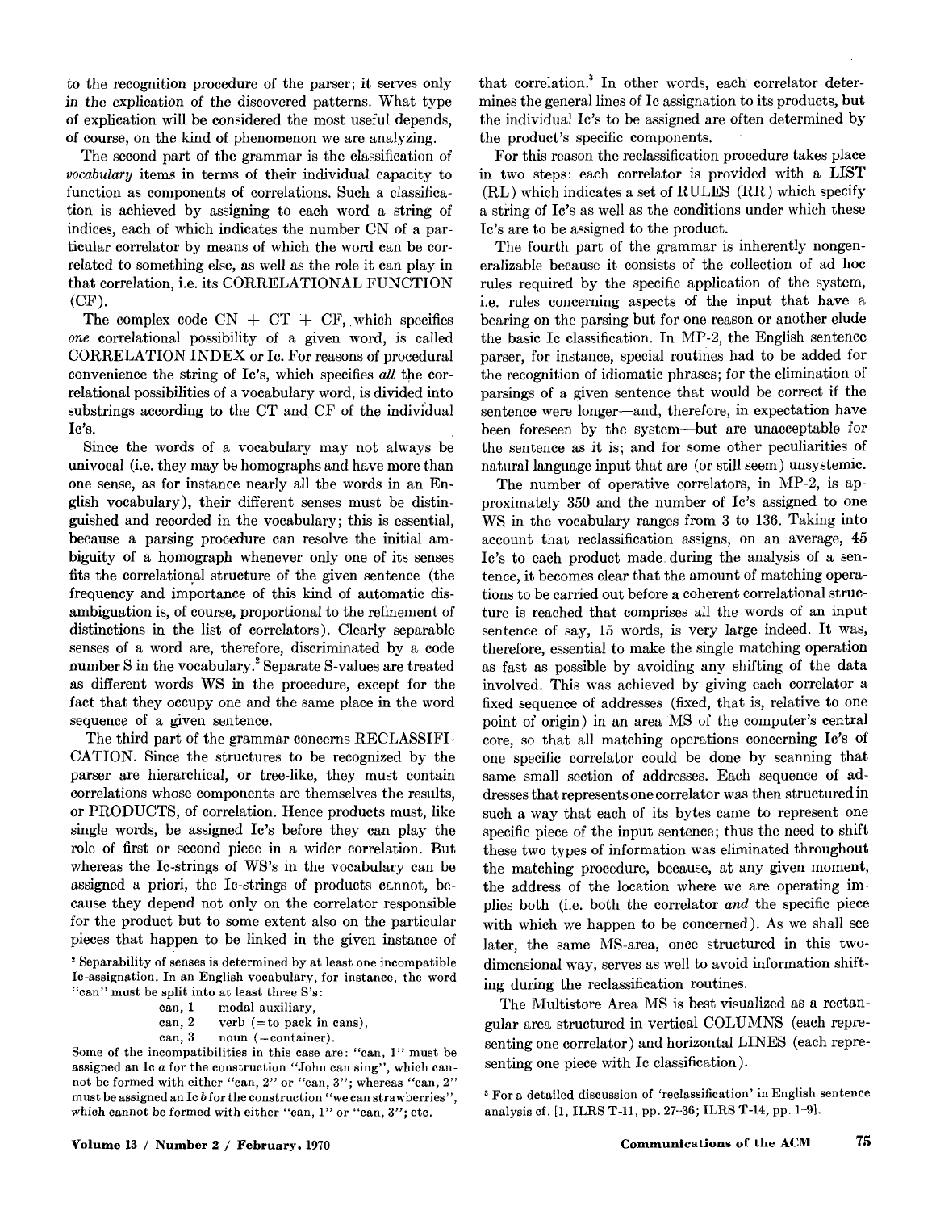to the recognition procedure of the parser; it serves only in the explication of the discovered patterns. What type of explication will be considered the most useful depends, of course, on the kind of phenomenon we are analyzing.

The second part of the grammar is the classification of *vocabulary* items in terms of their individual capacity to function as components of correlations. Such a classification is achieved by assigning to each word a string of indices, each of which indicates the number CN of a particular correlator by means of which the word can be correlated to something else, as well as the role it can play in that correlation, i.e. its CORRELATIONAL FUNCTION (CF).

The complex code CN + CT + CF, which specifies *one* correlational possibility of a given word, is called CORRELATION INDEX or Ic. For reasons of procedural convenience the string of Ic's, which specifies *all* the correlational possibilities of a vocabulary word, is divided into substrings according to the CT and CF of the individual Ic's.

Since the words of a vocabulary may not always be univocal (i.e. they may be homographs and have more than one sense, as for instance nearly all the words in an English vocabulary), their different senses must be distinguished and recorded in the vocabulary; this is essential, because a parsing procedure can resolve the initial ambiguity of a homograph whenever only one of its senses fits the correlational structure of the given sentence (the frequency and importance of this kind of automatic disambiguation is, of course, proportional to the refinement of distinctions in the list of correlators). Clearly separable senses of a word are, therefore, discriminated by a code number S in the vocabulary.[2] Separate S-values are treated as different words WS in the procedure, except for the fact that they occupy one and the same place in the word sequence of a given sentence.

The third part of the grammar concerns RECLASSIFICATION. Since the structures to be recognized by the parser are hierarchical, or tree-like, they must contain correlations whose components are themselves the results, or PRODUCTS, of correlation. Hence products must, like single words, be assigned Ic's before they can play the role of first or second piece in a wider correlation. But whereas the Ic-strings of WS's in the vocabulary can be assigned a priori, the Ic-strings of products cannot, because they depend not only on the correlator responsible for the product but to some extent also on the particular pieces that happen to be linked in the given instance of that correlation.[3] In other words, each correlator determines the general lines of Ic assignation to its products, but the individual Ic's to be assigned are often determined by the product's specific components.

For this reason the reclassification procedure takes place in two steps: each correlator is provided with a LIST (RL) which indicates a set of RULES (RR) which specify a string of Ic's as well as the conditions under which these Ic's are to be assigned to the product.

The fourth part of the grammar is inherently nongeneralizable because it consists of the collection of ad hoc rules required by the specific application of the system, i.e. rules concerning aspects of the input that have a bearing on the parsing but for one reason or another elude the basic Ic classification. In MP-2, the English sentence parser, for instance, special routines had to be added for the recognition of idiomatic phrases; for the elimination of parsings of a given sentence that would be correct if the sentence were longer—and, therefore, in expectation have been foreseen by the system—but are unacceptable for the sentence as it is; and for some other peculiarities of natural language input that are (or still seem) unsystemic.

The number of operative correlators, in MP-2, is approximately 350 and the number of Ic's assigned to one WS in the vocabulary ranges from 3 to 136. Taking into account that reclassification assigns, on an average, 45 Ic's to each product made during the analysis of a sentence, it becomes clear that the amount of matching operations to be carried out before a coherent correlational structure is reached that comprises all the words of an input sentence of say, 15 words, is very large indeed. It was, therefore, essential to make the single matching operation as fast as possible by avoiding any shifting of the data involved. This was achieved by giving each correlator a fixed sequence of addresses (fixed, that is, relative to one point of origin) in an area MS of the computer's central core, so that all matching operations concerning Ic's of one specific correlator could be done by scanning that same small section of addresses. Each sequence of addresses that represents one correlator was then structured in such a way that each of its bytes came to represent one specific piece of the input sentence; thus the need to shift these two types of information was eliminated throughout the matching procedure, because, at any given moment, the address of the location where we are operating implies both (i.e. both the correlator *and* the specific piece with which we happen to be concerned). As we shall see later, the same MS-area, once structured in this two-dimensional way, serves as well to avoid information shifting during the reclassification routines.

The Multistore Area MS is best visualized as a rectangular area structured in vertical COLUMNS (each representing one correlator) and horizontal LINES (each representing one piece with Ic classification).

[2] Separability of senses is determined by at least one incompatible Ic-assignation. In an English vocabulary, for instance, the word "can" must be split into at least three S's:

- can, 1 modal auxiliary,
- can, 2 verb (=to pack in cans),
- can, 3 noun (=container).

Some of the incompatibilities in this case are: "can, 1" must be assigned an Ic *a* for the construction "John can sing", which cannot be formed with either "can, 2" or "can, 3"; whereas "can, 2" must be assigned an Ic *b* for the construction "we can strawberries", which cannot be formed with either "can, 1" or "can, 3"; etc.

[3] For a detailed discussion of 'reclassification' in English sentence analysis cf. [1, ILRS T-11, pp. 27–36; ILRS T-14, pp. 1–9].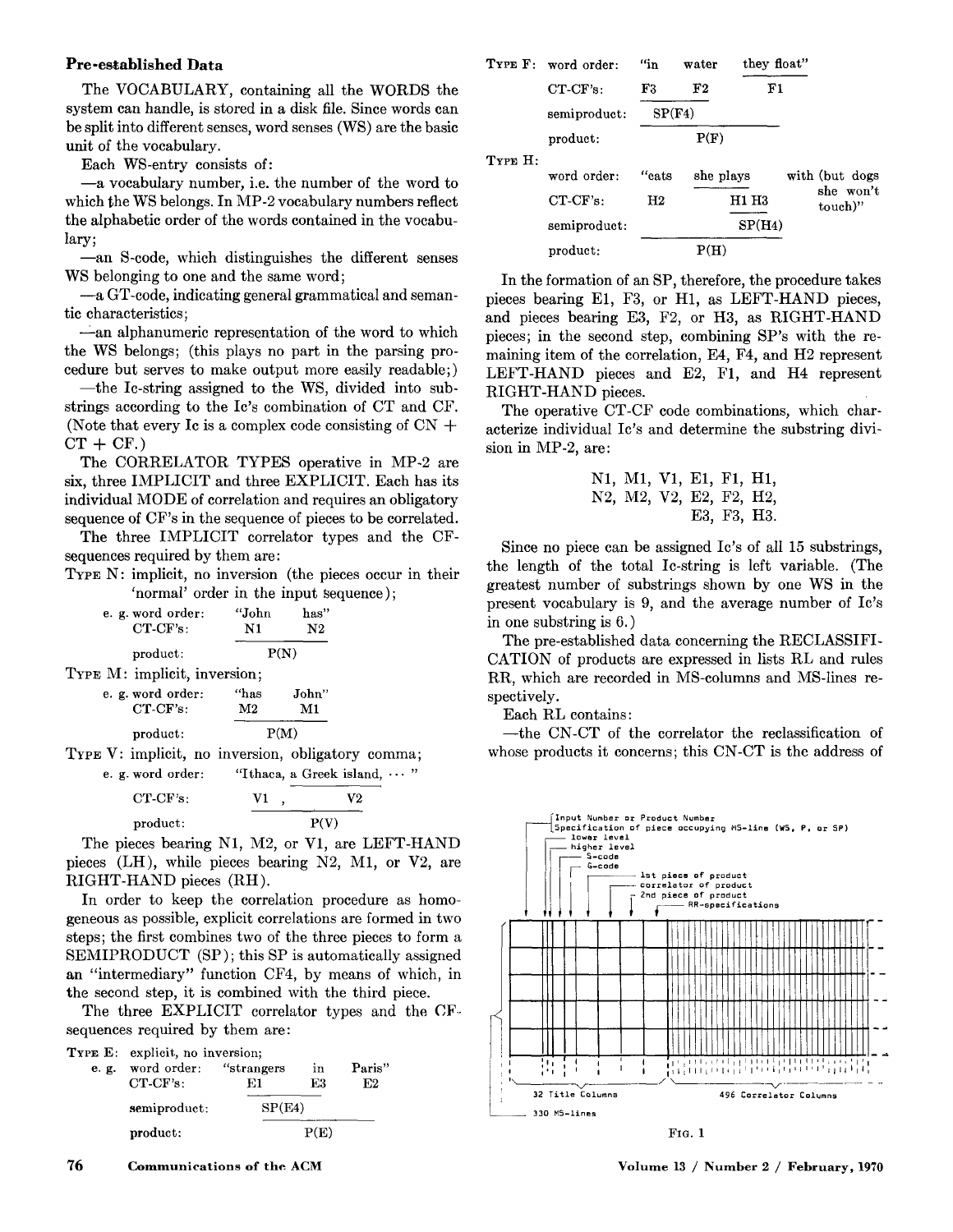### Pre-established Data

The VOCABULARY, containing all the WORDS the system can handle, is stored in a disk file. Since words can be split into different senses, word senses (WS) are the basic unit of the vocabulary.

Each WS-entry consists of:

—a vocabulary number, i.e. the number of the word to which the WS belongs. In MP-2 vocabulary numbers reflect the alphabetic order of the words contained in the vocabulary;

—an S-code, which distinguishes the different senses WS belonging to one and the same word;

—a GT-code, indicating general grammatical and semantic characteristics;

—an alphanumeric representation of the word to which the WS belongs; (this plays no part in the parsing procedure but serves to make output more easily readable;)

—the Ic-string assigned to the WS, divided into substrings according to the Ic's combination of CT and CF. (Note that every Ic is a complex code consisting of CN + CT + CF.)

The CORRELATOR TYPES operative in MP-2 are six, three IMPLICIT and three EXPLICIT. Each has its individual MODE of correlation and requires an obligatory sequence of CF's in the sequence of pieces to be correlated.

The three IMPLICIT correlator types and the CF-sequences required by them are:

TYPE N: implicit, no inversion (the pieces occur in their 'normal' order in the input sequence);

```
e. g. word order:   "John      has"
      CT-CF's:       N1        N2
                    _______________
      product:           P(N)
```

TYPE M: implicit, inversion;

```
e. g. word order:   "has      John"
      CT-CF's:       M2        M1
                    _______________
      product:           P(M)
```

TYPE V: implicit, no inversion, obligatory comma;

```
e. g. word order:   "Ithaca, a Greek island, ··· "
      CT-CF's:       V1   ,        V2
                    _______________________
      product:                P(V)
```

The pieces bearing N1, M2, or V1, are LEFT-HAND pieces (LH), while pieces bearing N2, M1, or V2, are RIGHT-HAND pieces (RH).

In order to keep the correlation procedure as homogeneous as possible, explicit correlations are formed in two steps; the first combines two of the three pieces to form a SEMIPRODUCT (SP); this SP is automatically assigned an "intermediary" function CF4, by means of which, in the second step, it is combined with the third piece.

The three EXPLICIT correlator types and the CF-sequences required by them are:

TYPE E: explicit, no inversion;

```
e. g. word order:   "strangers    in     Paris"
      CT-CF's:        E1          E3      E2
                                 ____________
      semiproduct:                 SP(E4)
                    __________________________
      product:                      P(E)
```

TYPE F:

```
      word order:   "in      water      they float"
      CT-CF's:       F3       F2           F1
                    ______________
      semiproduct:     SP(F4)
                    ______________________________
      product:                P(F)
```

TYPE H:

```
      word order:   "cats    she plays      with (but dogs
                                                  she won't
      CT-CF's:        H2          H1 H3           touch)"
                                  _________
      semiproduct:                  SP(H4)
                    ______________________
      product:              P(H)
```

In the formation of an SP, therefore, the procedure takes pieces bearing E1, F3, or H1, as LEFT-HAND pieces, and pieces bearing E3, F2, or H3, as RIGHT-HAND pieces; in the second step, combining SP's with the remaining item of the correlation, E4, F4, and H2 represent LEFT-HAND pieces and E2, F1, and H4 represent RIGHT-HAND pieces.

The operative CT-CF code combinations, which characterize individual Ic's and determine the substring division in MP-2, are:

N1, M1, V1, E1, F1, H1,
N2, M2, V2, E2, F2, H2,
E3, F3, H3.

Since no piece can be assigned Ic's of all 15 substrings, the length of the total Ic-string is left variable. (The greatest number of substrings shown by one WS in the present vocabulary is 9, and the average number of Ic's in one substring is 6.)

The pre-established data concerning the RECLASSIFICATION of products are expressed in lists RL and rules RR, which are recorded in MS-columns and MS-lines respectively.

Each RL contains:

—the CN-CT of the correlator the reclassification of whose products it concerns; this CN-CT is the address of

Input Number or Product Number
Specification of piece occupying MS-line (WS, P, or SP)
lower level
higher level
S-code
G-code
1st piece of product
correlator of product
2nd piece of product
RR-specifications

32 Title Columns
496 Correlator Columns
330 MS-lines

FIG. 1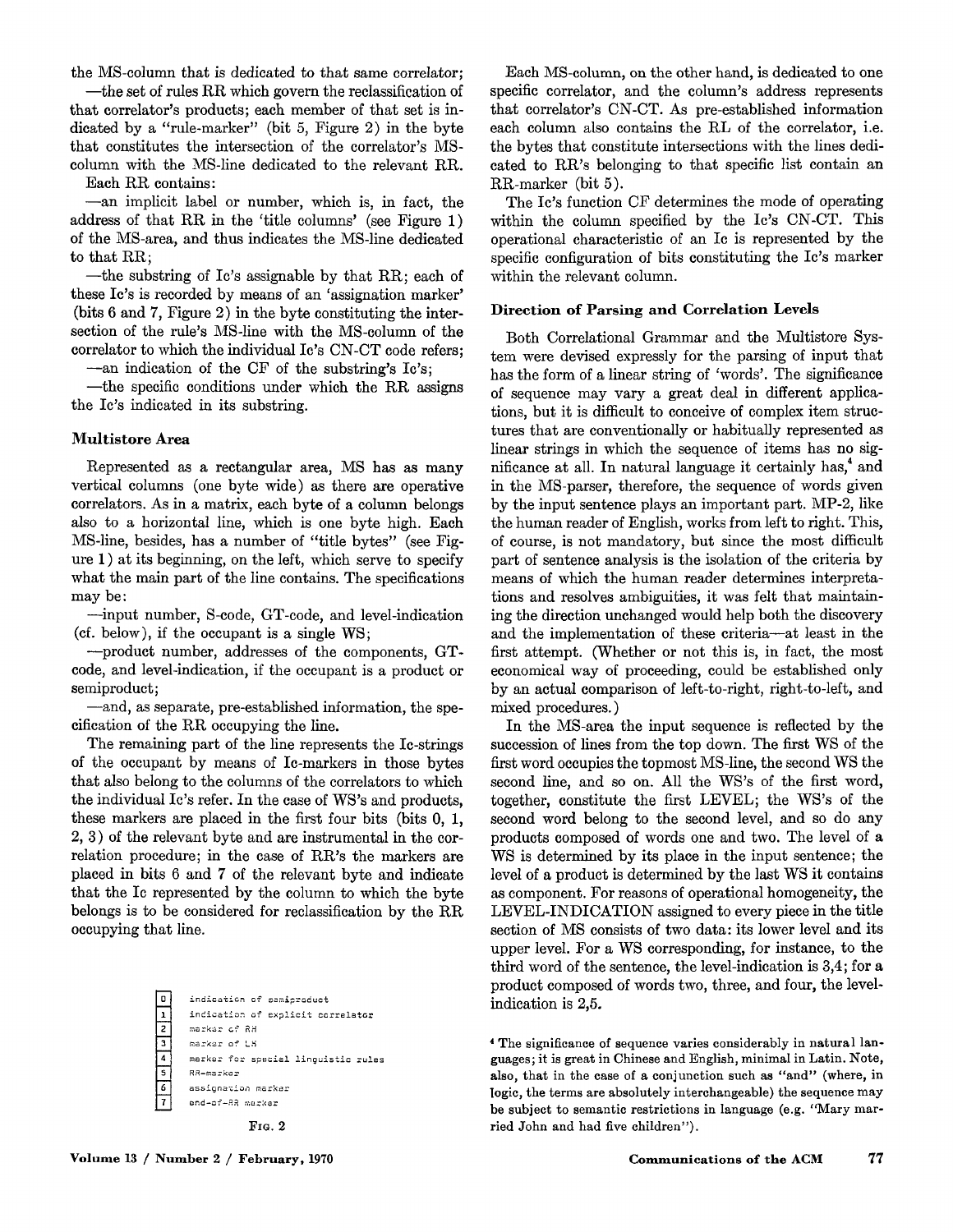the MS-column that is dedicated to that same correlator;

—the set of rules RR which govern the reclassification of that correlator's products; each member of that set is indicated by a "rule-marker" (bit 5, Figure 2) in the byte that constitutes the intersection of the correlator's MS-column with the MS-line dedicated to the relevant RR.

Each RR contains:

—an implicit label or number, which is, in fact, the address of that RR in the 'title columns' (see Figure 1) of the MS-area, and thus indicates the MS-line dedicated to that RR;

—the substring of Ic's assignable by that RR; each of these Ic's is recorded by means of an 'assignation marker' (bits 6 and 7, Figure 2) in the byte constituting the intersection of the rule's MS-line with the MS-column of the correlator to which the individual Ic's CN-CT code refers;

—an indication of the CF of the substring's Ic's;

—the specific conditions under which the RR assigns the Ic's indicated in its substring.

### Multistore Area

Represented as a rectangular area, MS has as many vertical columns (one byte wide) as there are operative correlators. As in a matrix, each byte of a column belongs also to a horizontal line, which is one byte high. Each MS-line, besides, has a number of "title bytes" (see Figure 1) at its beginning, on the left, which serve to specify what the main part of the line contains. The specifications may be:

—input number, S-code, GT-code, and level-indication (cf. below), if the occupant is a single WS;

—product number, addresses of the components, GT-code, and level-indication, if the occupant is a product or semiproduct;

—and, as separate, pre-established information, the specification of the RR occupying the line.

The remaining part of the line represents the Ic-strings of the occupant by means of Ic-markers in those bytes that also belong to the columns of the correlators to which the individual Ic's refer. In the case of WS's and products, these markers are placed in the first four bits (bits 0, 1, 2, 3) of the relevant byte and are instrumental in the correlation procedure; in the case of RR's the markers are placed in bits 6 and 7 of the relevant byte and indicate that the Ic represented by the column to which the byte belongs is to be considered for reclassification by the RR occupying that line.

| Bit | |
|---|---|
| 0 | indication of semiproduct |
| 1 | indication of explicit correlator |
| 2 | marker of RH |
| 3 | marker of LH |
| 4 | marker for special linguistic rules |
| 5 | RR-marker |
| 6 | assignation marker |
| 7 | end-of-RR marker |

Fig. 2

Each MS-column, on the other hand, is dedicated to one specific correlator, and the column's address represents that correlator's CN-CT. As pre-established information each column also contains the RL of the correlator, i.e. the bytes that constitute intersections with the lines dedicated to RR's belonging to that specific list contain an RR-marker (bit 5).

The Ic's function CF determines the mode of operating within the column specified by the Ic's CN-CT. This operational characteristic of an Ic is represented by the specific configuration of bits constituting the Ic's marker within the relevant column.

### Direction of Parsing and Correlation Levels

Both Correlational Grammar and the Multistore System were devised expressly for the parsing of input that has the form of a linear string of 'words'. The significance of sequence may vary a great deal in different applications, but it is difficult to conceive of complex item structures that are conventionally or habitually represented as linear strings in which the sequence of items has no significance at all. In natural language it certainly has,[4] and in the MS-parser, therefore, the sequence of words given by the input sentence plays an important part. MP-2, like the human reader of English, works from left to right. This, of course, is not mandatory, but since the most difficult part of sentence analysis is the isolation of the criteria by means of which the human reader determines interpretations and resolves ambiguities, it was felt that maintaining the direction unchanged would help both the discovery and the implementation of these criteria—at least in the first attempt. (Whether or not this is, in fact, the most economical way of proceeding, could be established only by an actual comparison of left-to-right, right-to-left, and mixed procedures.)

In the MS-area the input sequence is reflected by the succession of lines from the top down. The first WS of the first word occupies the topmost MS-line, the second WS the second line, and so on. All the WS's of the first word, together, constitute the first LEVEL; the WS's of the second word belong to the second level, and so do any products composed of words one and two. The level of a WS is determined by its place in the input sentence; the level of a product is determined by the last WS it contains as component. For reasons of operational homogeneity, the LEVEL-INDICATION assigned to every piece in the title section of MS consists of two data: its lower level and its upper level. For a WS corresponding, for instance, to the third word of the sentence, the level-indication is 3,4; for a product composed of words two, three, and four, the level-indication is 2,5.

[4] The significance of sequence varies considerably in natural languages; it is great in Chinese and English, minimal in Latin. Note, also, that in the case of a conjunction such as "and" (where, in logic, the terms are absolutely interchangeable) the sequence may be subject to semantic restrictions in language (e.g. "Mary married John and had five children").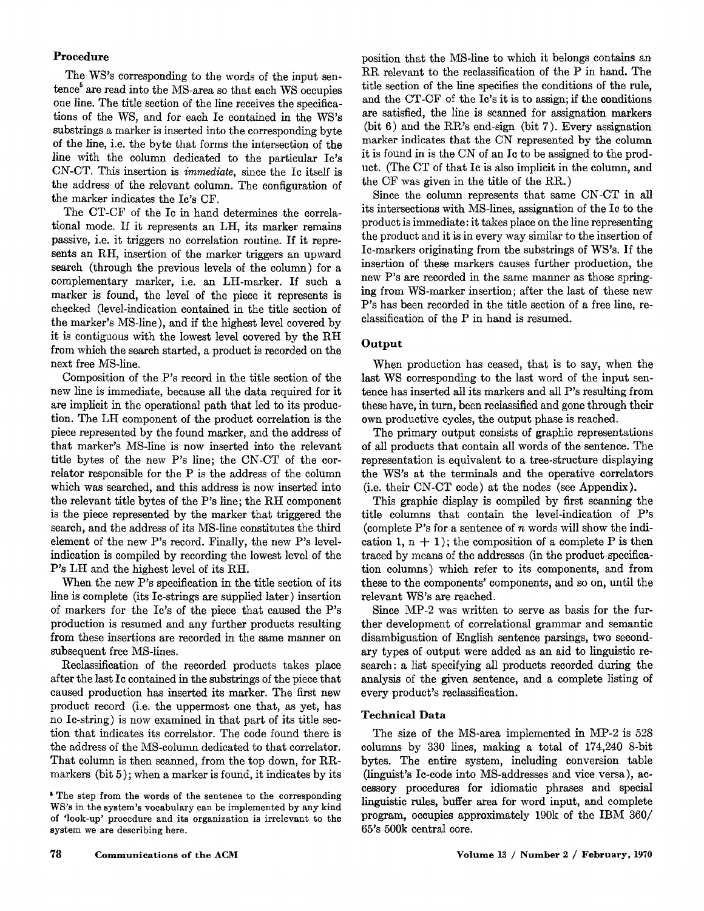### Procedure

The WS's corresponding to the words of the input sentence[5] are read into the MS-area so that each WS occupies one line. The title section of the line receives the specifications of the WS, and for each Ic contained in the WS's substrings a marker is inserted into the corresponding byte of the line, i.e. the byte that forms the intersection of the line with the column dedicated to the particular Ic's CN-CT. This insertion is *immediate*, since the Ic itself is the address of the relevant column. The configuration of the marker indicates the Ic's CF.

The CT-CF of the Ic in hand determines the correlational mode. If it represents an LH, its marker remains passive, i.e. it triggers no correlation routine. If it represents an RH, insertion of the marker triggers an upward search (through the previous levels of the column) for a complementary marker, i.e. an LH-marker. If such a marker is found, the level of the piece it represents is checked (level-indication contained in the title section of the marker's MS-line), and if the highest level covered by it is contiguous with the lowest level covered by the RH from which the search started, a product is recorded on the next free MS-line.

Composition of the P's record in the title section of the new line is immediate, because all the data required for it are implicit in the operational path that led to its production. The LH component of the product correlation is the piece represented by the found marker, and the address of that marker's MS-line is now inserted into the relevant title bytes of the new P's line; the CN-CT of the correlator responsible for the P is the address of the column which was searched, and this address is now inserted into the relevant title bytes of the P's line; the RH component is the piece represented by the marker that triggered the search, and the address of its MS-line constitutes the third element of the new P's record. Finally, the new P's level-indication is compiled by recording the lowest level of the P's LH and the highest level of its RH.

When the new P's specification in the title section of its line is complete (its Ic-strings are supplied later) insertion of markers for the Ic's of the piece that caused the P's production is resumed and any further products resulting from these insertions are recorded in the same manner on subsequent free MS-lines.

Reclassification of the recorded products takes place after the last Ic contained in the substrings of the piece that caused production has inserted its marker. The first new product record (i.e. the uppermost one that, as yet, has no Ic-string) is now examined in that part of its title section that indicates its correlator. The code found there is the address of the MS-column dedicated to that correlator. That column is then scanned, from the top down, for RR-markers (bit 5); when a marker is found, it indicates by its position that the MS-line to which it belongs contains an RR relevant to the reclassification of the P in hand. The title section of the line specifies the conditions of the rule, and the CT-CF of the Ic's it is to assign; if the conditions are satisfied, the line is scanned for assignation markers (bit 6) and the RR's end-sign (bit 7). Every assignation marker indicates that the CN represented by the column it is found in is the CN of an Ic to be assigned to the product. (The CT of that Ic is also implicit in the column, and the CF was given in the title of the RR.)

Since the column represents that same CN-CT in all its intersections with MS-lines, assignation of the Ic to the product is immediate: it takes place on the line representing the product and it is in every way similar to the insertion of Ic-markers originating from the substrings of WS's. If the insertion of these markers causes further production, the new P's are recorded in the same manner as those springing from WS-marker insertion; after the last of these new P's has been recorded in the title section of a free line, reclassification of the P in hand is resumed.

### Output

When production has ceased, that is to say, when the last WS corresponding to the last word of the input sentence has inserted all its markers and all P's resulting from these have, in turn, been reclassified and gone through their own productive cycles, the output phase is reached.

The primary output consists of graphic representations of all products that contain all words of the sentence. The representation is equivalent to a tree-structure displaying the WS's at the terminals and the operative correlators (i.e. their CN-CT code) at the nodes (see Appendix).

This graphic display is compiled by first scanning the title columns that contain the level-indication of P's (complete P's for a sentence of $n$ words will show the indication 1, n + 1); the composition of a complete P is then traced by means of the addresses (in the product-specification columns) which refer to its components, and from these to the components' components, and so on, until the relevant WS's are reached.

Since MP-2 was written to serve as basis for the further development of correlational grammar and semantic disambiguation of English sentence parsings, two secondary types of output were added as an aid to linguistic research: a list specifying all products recorded during the analysis of the given sentence, and a complete listing of every product's reclassification.

### Technical Data

The size of the MS-area implemented in MP-2 is 528 columns by 330 lines, making a total of 174,240 8-bit bytes. The entire system, including conversion table (linguist's Ic-code into MS-addresses and vice versa), accessory procedures for idiomatic phrases and special linguistic rules, buffer area for word input, and complete program, occupies approximately 190k of the IBM 360/65's 500k central core.

[5] The step from the words of the sentence to the corresponding WS's in the system's vocabulary can be implemented by any kind of 'look-up' procedure and its organization is irrelevant to the system we are describing here.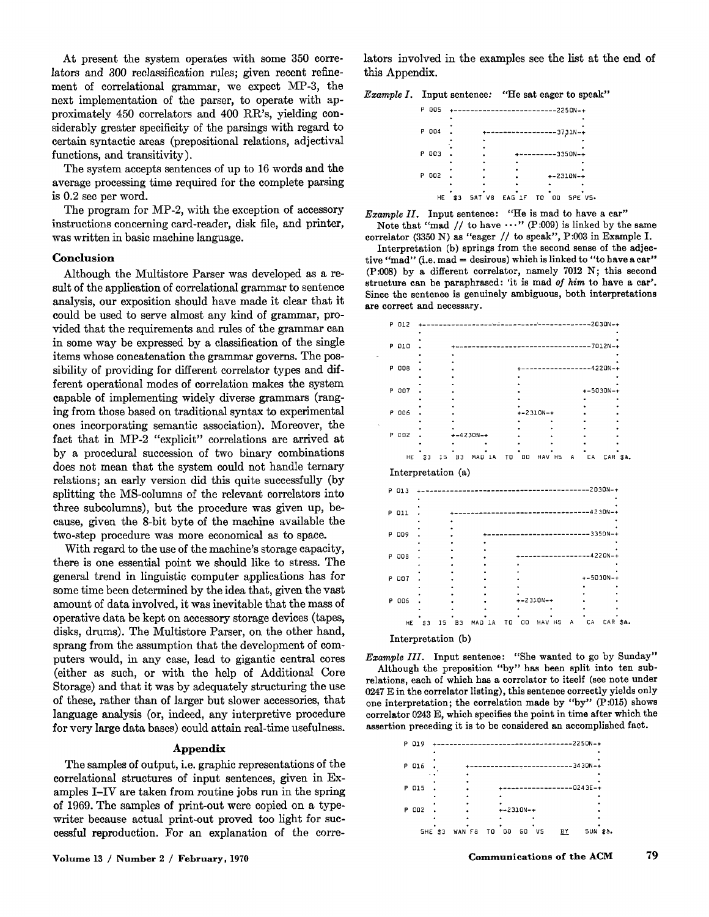At present the system operates with some 350 correlators and 300 reclassification rules; given recent refinement of correlational grammar, we expect MP-3, the next implementation of the parser, to operate with approximately 450 correlators and 400 RR's, yielding considerably greater specificity of the parsings with regard to certain syntactic areas (prepositional relations, adjectival functions, and transitivity).

The system accepts sentences of up to 16 words and the average processing time required for the complete parsing is 0.2 sec per word.

The program for MP-2, with the exception of accessory instructions concerning card-reader, disk file, and printer, was written in basic machine language.

## Conclusion

Although the Multistore Parser was developed as a result of the application of correlational grammar to sentence analysis, our exposition should have made it clear that it could be used to serve almost any kind of grammar, provided that the requirements and rules of the grammar can in some way be expressed by a classification of the single items whose concatenation the grammar governs. The possibility of providing for different correlator types and different operational modes of correlation makes the system capable of implementing widely diverse grammars (ranging from those based on traditional syntax to experimental ones incorporating semantic association). Moreover, the fact that in MP-2 "explicit" correlations are arrived at by a procedural succession of two binary combinations does not mean that the system could not handle ternary relations; an early version did this quite successfully (by splitting the MS-columns of the relevant correlators into three subcolumns), but the procedure was given up, because, given the 8-bit byte of the machine available the two-step procedure was more economical as to space.

With regard to the use of the machine's storage capacity, there is one essential point we should like to stress. The general trend in linguistic computer applications has for some time been determined by the idea that, given the vast amount of data involved, it was inevitable that the mass of operative data be kept on accessory storage devices (tapes, disks, drums). The Multistore Parser, on the other hand, sprang from the assumption that the development of computers would, in any case, lead to gigantic central cores (either as such, or with the help of Additional Core Storage) and that it was by adequately structuring the use of these, rather than of larger but slower accessories, that language analysis (or, indeed, any interpretive procedure for very large data bases) could attain real-time usefulness.

## Appendix

The samples of output, i.e. graphic representations of the correlational structures of input sentences, given in Examples I–IV are taken from routine jobs run in the spring of 1969. The samples of print-out were copied on a typewriter because actual print-out proved too light for successful reproduction. For an explanation of the correlators involved in the examples see the list at the end of this Appendix.

*Example I.* Input sentence: "He sat eager to speak"

```
P 005  +-------------------------2250N-+
       .                               .
P 004  .      +-----------------3731N-+
       .      .                        .
P 003  .      .      +---------3350N-+
       .      .      .                 .
P 002  .      .      .       +-2310N-+
       .      .      .       .         .
    HE $3  SAT V8  EAG 1F  TO 00  SPE VS.
```

*Example II.* Input sentence: "He is mad to have a car"

Note that "mad // to have ···" (P:009) is linked by the same correlator (3350 N) as "eager // to speak", P:003 in Example I.

Interpretation (b) springs from the second sense of the adjective "mad" (i.e. mad = desirous) which is linked to "to have a car" (P:008) by a different correlator, namely 7012 N; this second structure can be paraphrased: 'it is mad *of him* to have a car'. Since the sentence is genuinely ambiguous, both interpretations are correct and necessary.

```
P 012  +---------------------------------------------2030N-+
       .                                                    .
P 010  .      +-------------------------------------7012N-+
       .      .                                             .
P 008  .      .                  +-----------------4220N-+
       .      .                  .                          .
P 007  .      .                  .               +-5030N-+
       .      .                  .               .          .
P 006  .      .                  +-2310N-+       .          .
       .      .                  .        .      .          .
P 002  .      +-4230N-+          .        .      .          .
       .      .        .         .        .      .          .
    HE $3  IS B3  MAD 1A  TO 00  HAV HS  A  CA  CAR $3.
```

Interpretation (a)

```
P 013  +---------------------------------------------2030N-+
       .                                                    .
P 011  .      +-------------------------------------4230N-+
       .      .                                             .
P 009  .      .       +--------------------------3350N-+
       .      .       .                                     .
P 008  .      .       .          +-----------------4220N-+
       .      .       .          .                          .
P 007  .      .       .          .               +-5030N-+
       .      .       .          .               .          .
P 006  .      .       .          +-2310N-+       .          .
       .      .       .          .        .      .          .
    HE $3  IS B3  MAD 1A  TO 00  HAV HS  A  CA  CAR $3.
```

Interpretation (b)

*Example III.* Input sentence: "She wanted to go by Sunday"

Although the preposition "by" has been split into ten subrelations, each of which has a correlator to itself (see note under 0247 E in the correlator listing), this sentence correctly yields only one interpretation; the correlation made by "by" (P:015) shows correlator 0243 E, which specifies the point in time after which the assertion preceding it is to be considered an accomplished fact.

```
P 019  +-----------------------------------2250N-+
       .                                          .
P 016  .      +-------------------------3430N-+
       .      .                                   .
P 015  .      .      +-----------------0243E-+
       .      .      .                            .
P 002  .      .      +-2310N-+                    .
       .      .      .        .                   .
   SHE $3  WAN F8  TO 00  GO VS  BY  SUN $3.
```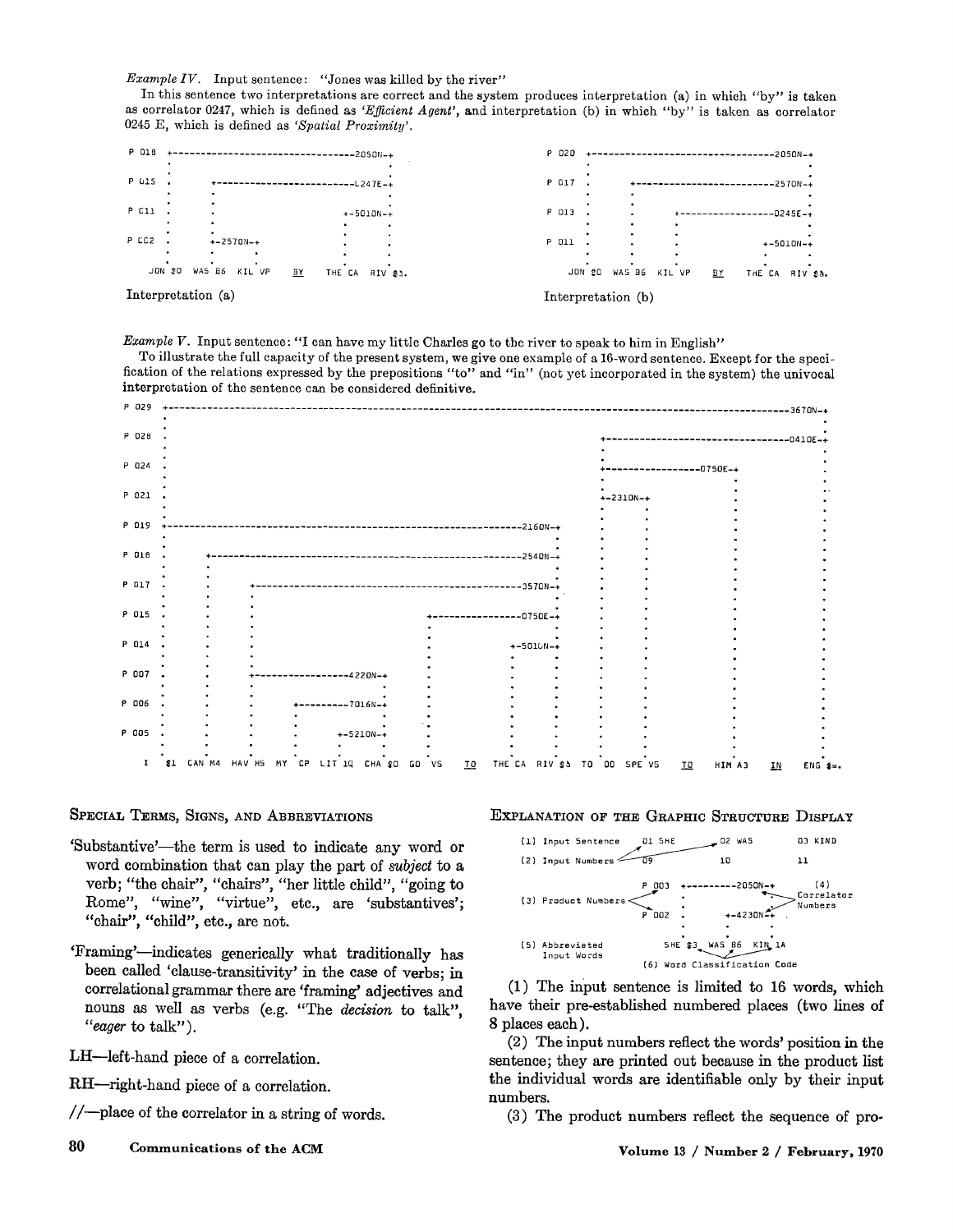*Example IV.* Input sentence: "Jones was killed by the river"

In this sentence two interpretations are correct and the system produces interpretation (a) in which "by" is taken as correlator 0247, which is defined as *'Efficient Agent'*, and interpretation (b) in which "by" is taken as correlator 0245 E, which is defined as *'Spatial Proximity'*.

```
P 018  +---------------------------------2050N-+
       .                                       .
P 015  .      +-----------------------0247E-+
       .      .                             .
P 011  .      .                 +-5010N-+
       .      .                 .       .
P 002  .      +-2570N-+         .       .
       .      .       .         .       .
   JON $0  WAS B6  KIL VP   BY  THE CA  RIV $3.
```

Interpretation (a)

```
P 020  +---------------------------------2050N-+
       .                                       .
P 017  .      +-----------------------2570N-+
       .      .                             .
P 013  .      .      +-----------------0245E-+
       .      .      .                       .
P 011  .      .      .               +-5010N-+
       .      .      .               .       .
   JON $0  WAS B6  KIL VP   BY  THE CA  RIV $3.
```

Interpretation (b)

*Example V.* Input sentence: "I can have my little Charles go to the river to speak to him in English"

To illustrate the full capacity of the present system, we give one example of a 16-word sentence. Except for the specification of the relations expressed by the prepositions "to" and "in" (not yet incorporated in the system) the univocal interpretation of the sentence can be considered definitive.

```
P 029  +----------------------------------------------------------------------------------3670N-+
P 028  .                                                         +-------------------0410E-+
P 024  .                                                         +-----------0750E-+
P 021  .                                                         +-2310N-+
P 019  +----------------------------------------------2160N-+
P 018  .    +-----------------------------------------2540N-+
P 017  .    .    +------------------------------------3570N-+
P 015  .    .    .                         +----------0750E-+
P 014  .    .    .                         .        +-5010N-+
P 007  .    .    +-------------4220N-+
P 006  .    .    .        +-------7016N-+
P 005  .    .    .        .    +-5210N-+
   I $1  CAN M4  HAV H5  MY CP  LIT 1Q  CHA $0  GO V5  TO  THE CA  RIV $3  TO 00  SPE V5  TO  HIM A3  IN  ENG $=.
```

## Special Terms, Signs, and Abbreviations

'Substantive'—the term is used to indicate any word or word combination that can play the part of *subject* to a verb; "the chair", "chairs", "her little child", "going to Rome", "wine", "virtue", etc., are 'substantives'; "chair", "child", etc., are not.

'Framing'—indicates generically what traditionally has been called 'clause-transitivity' in the case of verbs; in correlational grammar there are 'framing' adjectives and nouns as well as verbs (e.g. "The *decision* to talk", "*eager* to talk").

LH—left-hand piece of a correlation.

RH—right-hand piece of a correlation.

//—place of the correlator in a string of words.

## Explanation of the Graphic Structure Display

```
(1) Input Sentence     01 SHE        02 WAS        03 KIND
(2) Input Numbers      09            10            11

                        P 003  +---------2050N-+     (4)
(3) Product Numbers                                  Correlator
                        P 002  .    +-4230N-+        Numbers

(5) Abbreviated              SHE $3  WAS B6  KIN 1A
    Input Words
                         (6) Word Classification Code
```

(1) The input sentence is limited to 16 words, which have their pre-established numbered places (two lines of 8 places each).

(2) The input numbers reflect the words' position in the sentence; they are printed out because in the product list the individual words are identifiable only by their input numbers.

(3) The product numbers reflect the sequence of pro-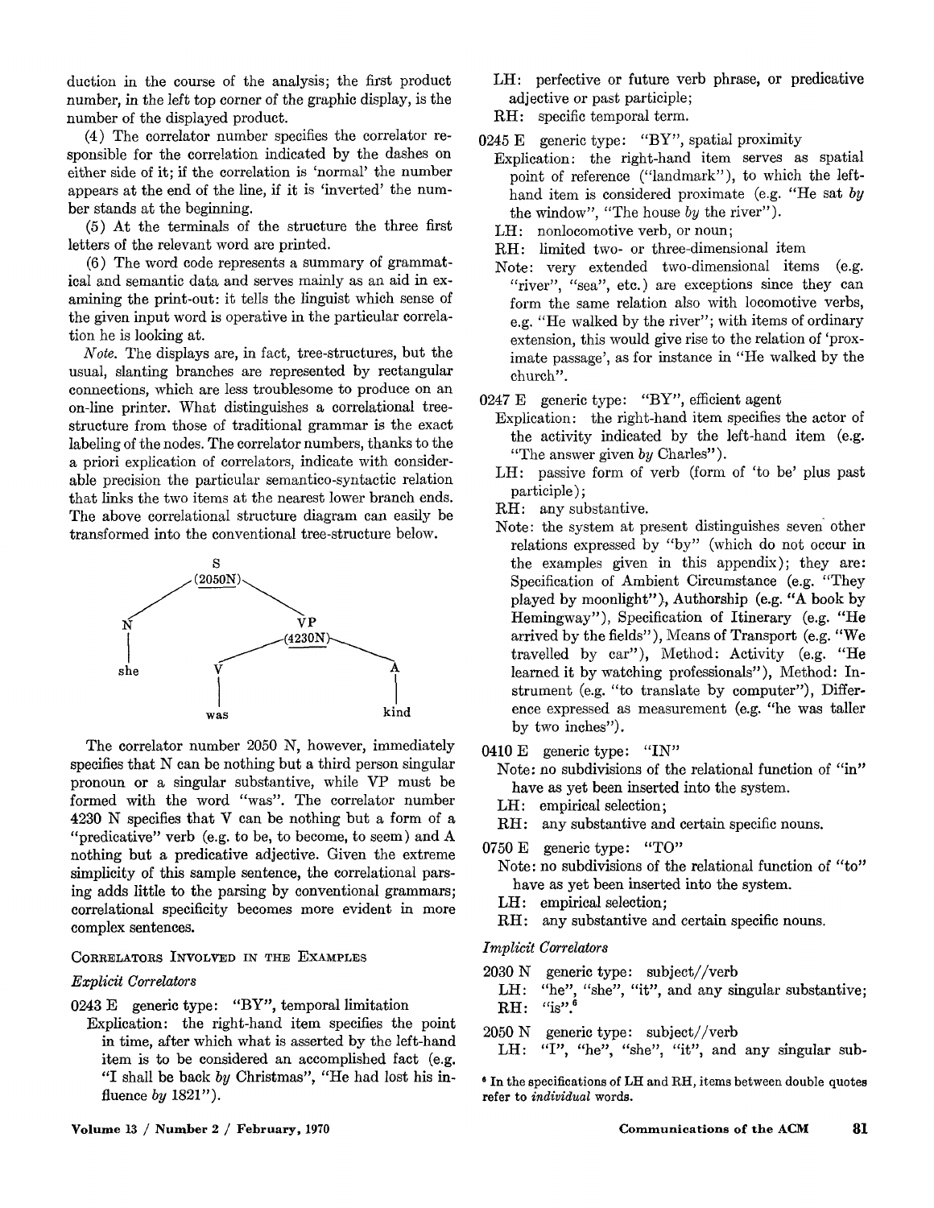duction in the course of the analysis; the first product number, in the left top corner of the graphic display, is the number of the displayed product.

(4) The correlator number specifies the correlator responsible for the correlation indicated by the dashes on either side of it; if the correlation is 'normal' the number appears at the end of the line, if it is 'inverted' the number stands at the beginning.

(5) At the terminals of the structure the three first letters of the relevant word are printed.

(6) The word code represents a summary of grammatical and semantic data and serves mainly as an aid in examining the print-out: it tells the linguist which sense of the given input word is operative in the particular correlation he is looking at.

*Note.* The displays are, in fact, tree-structures, but the usual, slanting branches are represented by rectangular connections, which are less troublesome to produce on an on-line printer. What distinguishes a correlational tree-structure from those of traditional grammar is the exact labeling of the nodes. The correlator numbers, thanks to the a priori explication of correlators, indicate with considerable precision the particular semantico-syntactic relation that links the two items at the nearest lower branch ends. The above correlational structure diagram can easily be transformed into the conventional tree-structure below.

```
            S
         (2050N)
        /       \
       N         VP
       |       (4230N)
      she     /       \
             V         A
             |         |
            was       kind
```

The correlator number 2050 N, however, immediately specifies that N can be nothing but a third person singular pronoun or a singular substantive, while VP must be formed with the word "was". The correlator number 4230 N specifies that V can be nothing but a form of a "predicative" verb (e.g. to be, to become, to seem) and A nothing but a predicative adjective. Given the extreme simplicity of this sample sentence, the correlational parsing adds little to the parsing by conventional grammars; correlational specificity becomes more evident in more complex sentences.

### Correlators Involved in the Examples

*Explicit Correlators*

0243 E generic type: "BY", temporal limitation
- Explication: the right-hand item specifies the point in time, after which what is asserted by the left-hand item is to be considered an accomplished fact (e.g. "I shall be back *by* Christmas", "He had lost his influence *by* 1821").
- LH: perfective or future verb phrase, or predicative adjective or past participle;
- RH: specific temporal term.

0245 E generic type: "BY", spatial proximity
- Explication: the right-hand item serves as spatial point of reference ("landmark"), to which the left-hand item is considered proximate (e.g. "He sat *by* the window", "The house *by* the river").
- LH: nonlocomotive verb, or noun;
- RH: limited two- or three-dimensional item
- Note: very extended two-dimensional items (e.g. "river", "sea", etc.) are exceptions since they can form the same relation also with locomotive verbs, e.g. "He walked by the river"; with items of ordinary extension, this would give rise to the relation of 'proximate passage', as for instance in "He walked by the church".

0247 E generic type: "BY", efficient agent
- Explication: the right-hand item specifies the actor of the activity indicated by the left-hand item (e.g. "The answer given *by* Charles").
- LH: passive form of verb (form of 'to be' plus past participle);
- RH: any substantive.
- Note: the system at present distinguishes seven other relations expressed by "by" (which do not occur in the examples given in this appendix); they are: Specification of Ambient Circumstance (e.g. "They played by moonlight"), Authorship (e.g. "A book by Hemingway"), Specification of Itinerary (e.g. "He arrived by the fields"), Means of Transport (e.g. "We travelled by car"), Method: Activity (e.g. "He learned it by watching professionals"), Method: Instrument (e.g. "to translate by computer"), Difference expressed as measurement (e.g. "he was taller by two inches").

0410 E generic type: "IN"
- Note: no subdivisions of the relational function of "in" have as yet been inserted into the system.
- LH: empirical selection;
- RH: any substantive and certain specific nouns.

0750 E generic type: "TO"
- Note: no subdivisions of the relational function of "to" have as yet been inserted into the system.
- LH: empirical selection;
- RH: any substantive and certain specific nouns.

*Implicit Correlators*

2030 N generic type: subject//verb
- LH: "he", "she", "it", and any singular substantive;
- RH: "is".[6]

2050 N generic type: subject//verb
- LH: "I", "he", "she", "it", and any singular sub-

[6] In the specifications of LH and RH, items between double quotes refer to *individual* words.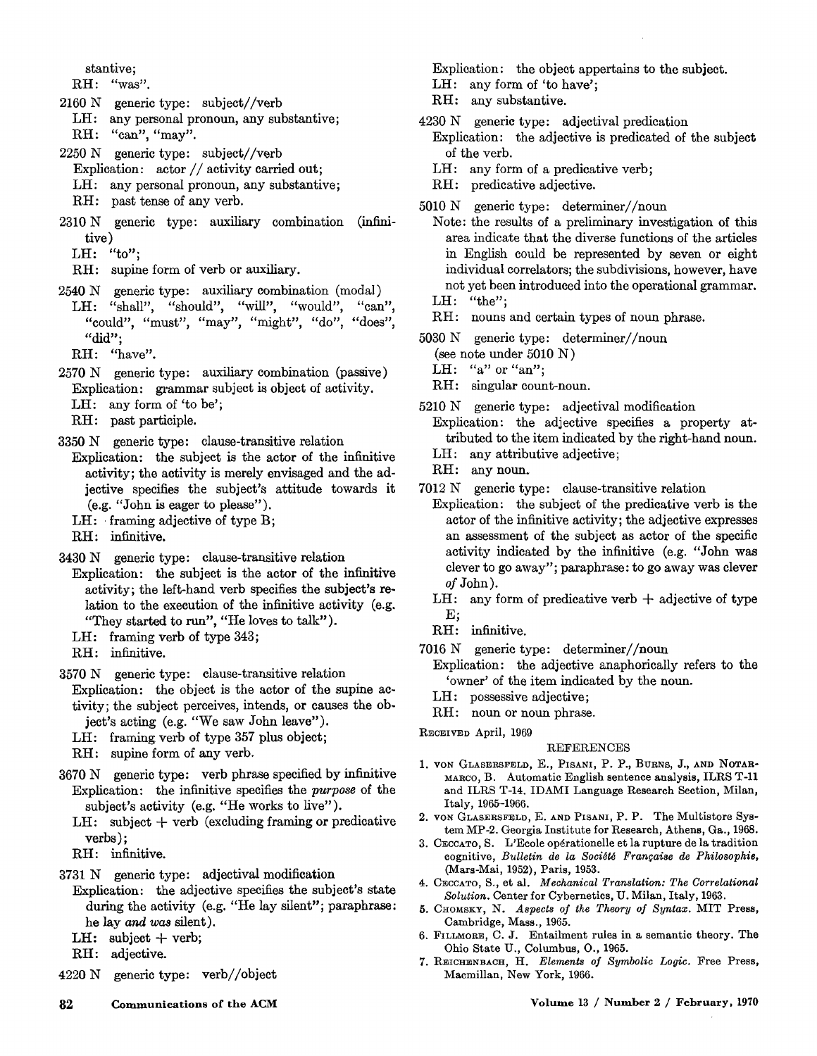stantive;
RH: "was".

2160 N generic type: subject//verb
LH: any personal pronoun, any substantive;
RH: "can", "may".

2250 N generic type: subject//verb
Explication: actor // activity carried out;
LH: any personal pronoun, any substantive;
RH: past tense of any verb.

2310 N generic type: auxiliary combination (infinitive)
LH: "to";
RH: supine form of verb or auxiliary.

2540 N generic type: auxiliary combination (modal)
LH: "shall", "should", "will", "would", "can", "could", "must", "may", "might", "do", "does", "did";
RH: "have".

2570 N generic type: auxiliary combination (passive)
Explication: grammar subject is object of activity.
LH: any form of 'to be';
RH: past participle.

3350 N generic type: clause-transitive relation
Explication: the subject is the actor of the infinitive activity; the activity is merely envisaged and the adjective specifies the subject's attitude towards it (e.g. "John is eager to please").
LH: framing adjective of type B;
RH: infinitive.

3430 N generic type: clause-transitive relation
Explication: the subject is the actor of the infinitive activity; the left-hand verb specifies the subject's relation to the execution of the infinitive activity (e.g. "They started to run", "He loves to talk").
LH: framing verb of type 343;
RH: infinitive.

3570 N generic type: clause-transitive relation
Explication: the object is the actor of the supine activity; the subject perceives, intends, or causes the object's acting (e.g. "We saw John leave").
LH: framing verb of type 357 plus object;
RH: supine form of any verb.

3670 N generic type: verb phrase specified by infinitive
Explication: the infinitive specifies the *purpose* of the subject's activity (e.g. "He works to live").
LH: subject + verb (excluding framing or predicative verbs);
RH: infinitive.

3731 N generic type: adjectival modification
Explication: the adjective specifies the subject's state during the activity (e.g. "He lay silent"; paraphrase: he lay *and was* silent).
LH: subject + verb;
RH: adjective.

4220 N generic type: verb//object
Explication: the object appertains to the subject.
LH: any form of 'to have';
RH: any substantive.

4230 N generic type: adjectival predication
Explication: the adjective is predicated of the subject of the verb.
LH: any form of a predicative verb;
RH: predicative adjective.

5010 N generic type: determiner//noun
Note: the results of a preliminary investigation of this area indicate that the diverse functions of the articles in English could be represented by seven or eight individual correlators; the subdivisions, however, have not yet been introduced into the operational grammar.
LH: "the";
RH: nouns and certain types of noun phrase.

5030 N generic type: determiner//noun
(see note under 5010 N)
LH: "a" or "an";
RH: singular count-noun.

5210 N generic type: adjectival modification
Explication: the adjective specifies a property attributed to the item indicated by the right-hand noun.
LH: any attributive adjective;
RH: any noun.

7012 N generic type: clause-transitive relation
Explication: the subject of the predicative verb is the actor of the infinitive activity; the adjective expresses an assessment of the subject as actor of the specific activity indicated by the infinitive (e.g. "John was clever to go away"; paraphrase: to go away was clever *of* John).
LH: any form of predicative verb + adjective of type E;
RH: infinitive.

7016 N generic type: determiner//noun
Explication: the adjective anaphorically refers to the 'owner' of the item indicated by the noun.
LH: possessive adjective;
RH: noun or noun phrase.

RECEIVED April, 1969

## REFERENCES

1. von Glasersfeld, E., Pisani, P. P., Burns, J., and Notarmarco, B. Automatic English sentence analysis, ILRS T-11 and ILRS T-14. IDAMI Language Research Section, Milan, Italy, 1965-1966.
2. von Glasersfeld, E. and Pisani, P. P. The Multistore System MP-2. Georgia Institute for Research, Athens, Ga., 1968.
3. Ceccato, S. L'Ecole opérationelle et la rupture de la tradition cognitive, *Bulletin de la Société Française de Philosophie*, (Mars-Mai, 1952), Paris, 1953.
4. Ceccato, S., et al. *Mechanical Translation: The Correlational Solution.* Center for Cybernetics, U. Milan, Italy, 1963.
5. Chomsky, N. *Aspects of the Theory of Syntax.* MIT Press, Cambridge, Mass., 1965.
6. Fillmore, C. J. Entailment rules in a semantic theory. The Ohio State U., Columbus, O., 1965.
7. Reichenbach, H. *Elements of Symbolic Logic.* Free Press, Macmillan, New York, 1966.